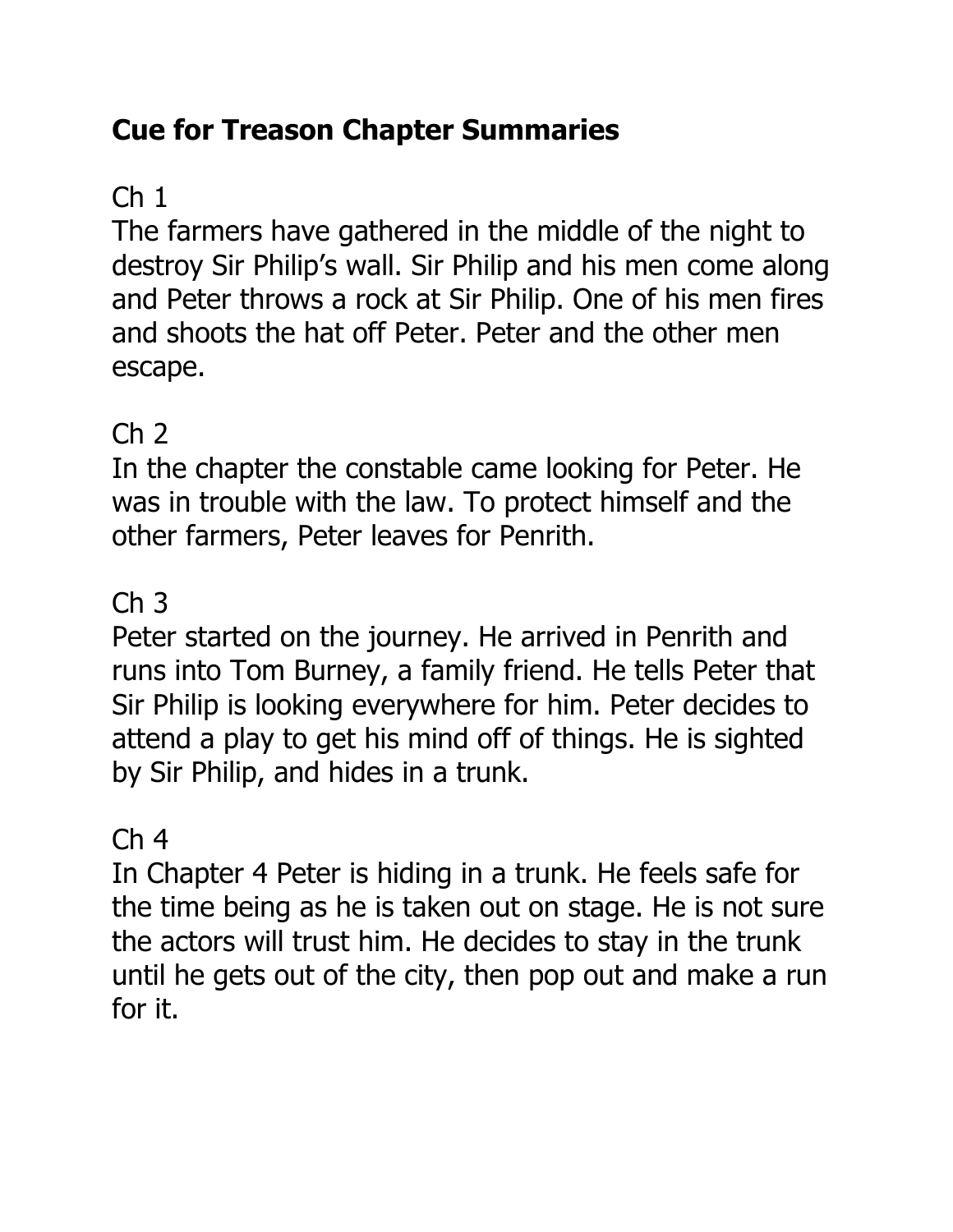# Cue for Treason Chapter Summaries

## Ch 1

The farmers have gathered in the middle of the night to destroy Sir Philip's wall. Sir Philip and his men come along and Peter throws a rock at Sir Philip. One of his men fires and shoots the hat off Peter. Peter and the other men escape.

## Ch 2

In the chapter the constable came looking for Peter. He was in trouble with the law. To protect himself and the other farmers, Peter leaves for Penrith.

## Ch 3

Peter started on the journey. He arrived in Penrith and runs into Tom Burney, a family friend. He tells Peter that Sir Philip is looking everywhere for him. Peter decides to attend a play to get his mind off of things. He is sighted by Sir Philip, and hides in a trunk.

## Ch 4

In Chapter 4 Peter is hiding in a trunk. He feels safe for the time being as he is taken out on stage. He is not sure the actors will trust him. He decides to stay in the trunk until he gets out of the city, then pop out and make a run for it.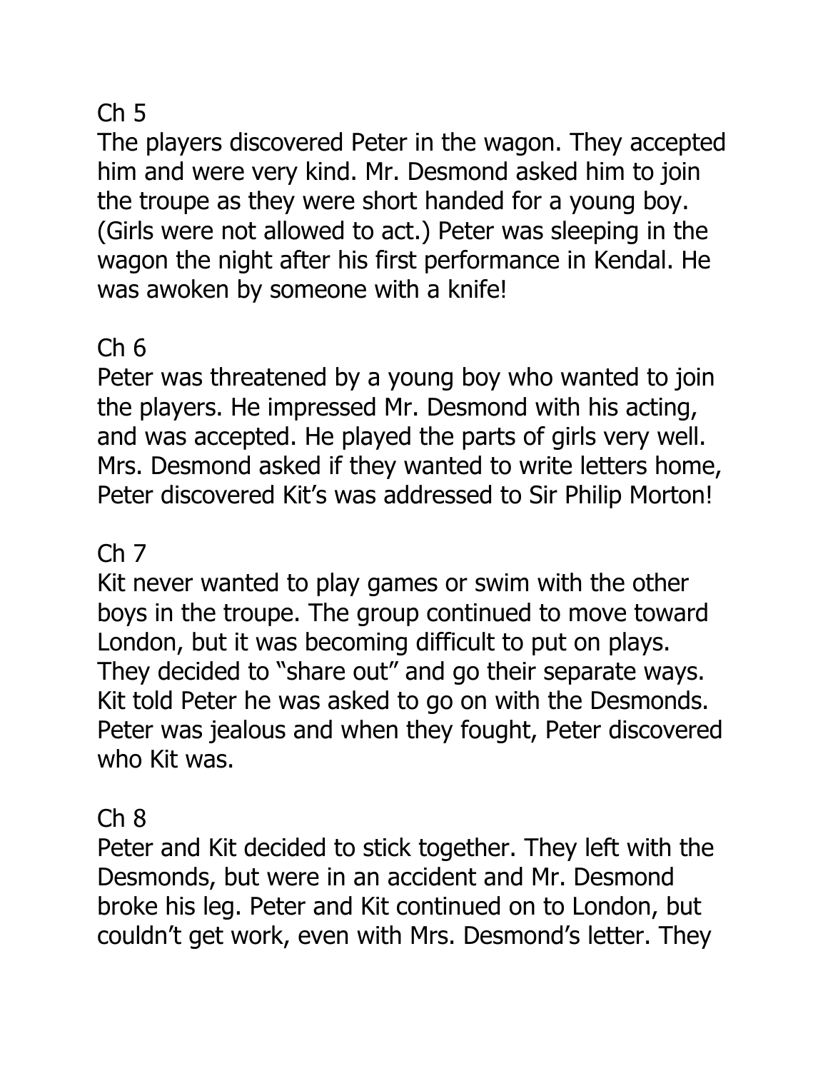## Ch 5

The players discovered Peter in the wagon. They accepted him and were very kind. Mr. Desmond asked him to join the troupe as they were short handed for a young boy. (Girls were not allowed to act.) Peter was sleeping in the wagon the night after his first performance in Kendal. He was awoken by someone with a knife!

## Ch 6

Peter was threatened by a young boy who wanted to join the players. He impressed Mr. Desmond with his acting, and was accepted. He played the parts of girls very well. Mrs. Desmond asked if they wanted to write letters home, Peter discovered Kit's was addressed to Sir Philip Morton!

## Ch 7

Kit never wanted to play games or swim with the other boys in the troupe. The group continued to move toward London, but it was becoming difficult to put on plays. They decided to "share out" and go their separate ways. Kit told Peter he was asked to go on with the Desmonds. Peter was jealous and when they fought, Peter discovered who Kit was.

## Ch 8

Peter and Kit decided to stick together. They left with the Desmonds, but were in an accident and Mr. Desmond broke his leg. Peter and Kit continued on to London, but couldn't get work, even with Mrs. Desmond's letter. They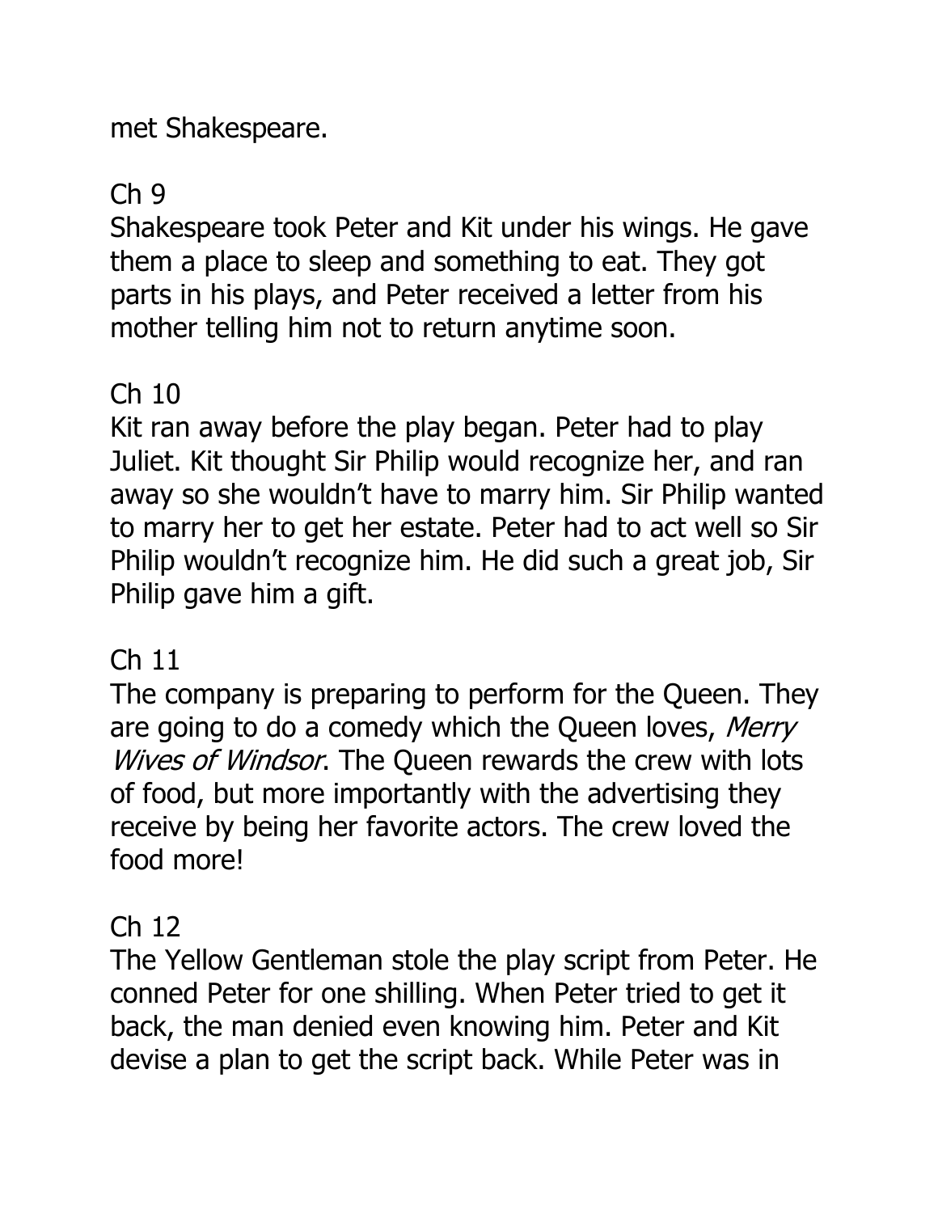met Shakespeare.

Ch 9

Shakespeare took Peter and Kit under his wings. He gave them a place to sleep and something to eat. They got parts in his plays, and Peter received a letter from his mother telling him not to return anytime soon.

Ch 10

Kit ran away before the play began. Peter had to play Juliet. Kit thought Sir Philip would recognize her, and ran away so she wouldn't have to marry him. Sir Philip wanted to marry her to get her estate. Peter had to act well so Sir Philip wouldn't recognize him. He did such a great job, Sir Philip gave him a gift.

Ch 11

The company is preparing to perform for the Queen. They are going to do a comedy which the Queen loves, *Merry Wives of Windsor*. The Queen rewards the crew with lots of food, but more importantly with the advertising they receive by being her favorite actors. The crew loved the food more!

Ch 12

The Yellow Gentleman stole the play script from Peter. He conned Peter for one shilling. When Peter tried to get it back, the man denied even knowing him. Peter and Kit devise a plan to get the script back. While Peter was in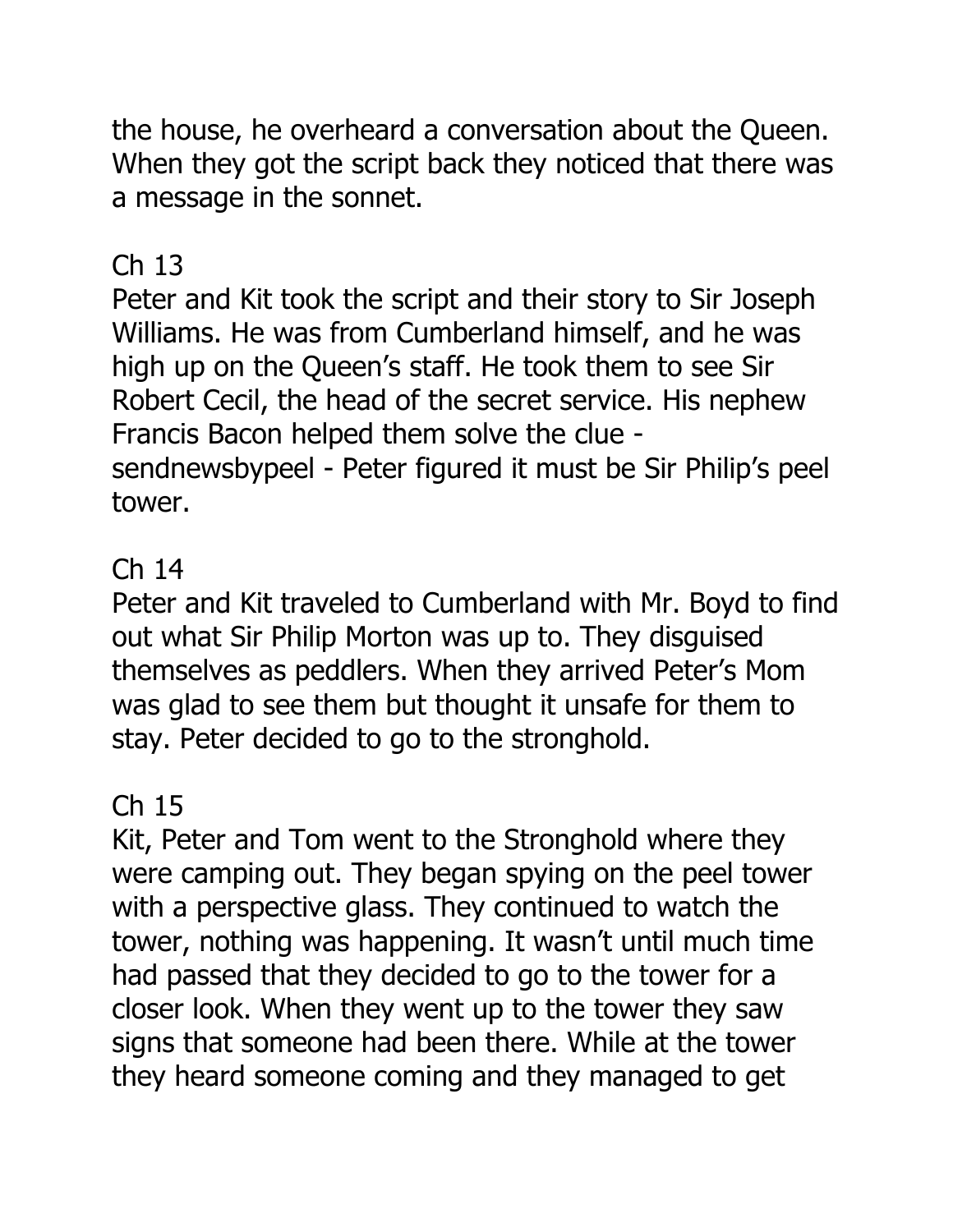the house, he overheard a conversation about the Queen. When they got the script back they noticed that there was a message in the sonnet.

Ch 13

Peter and Kit took the script and their story to Sir Joseph Williams. He was from Cumberland himself, and he was high up on the Queen's staff. He took them to see Sir Robert Cecil, the head of the secret service. His nephew Francis Bacon helped them solve the clue - sendnewsbypeel - Peter figured it must be Sir Philip's peel tower.

Ch 14

Peter and Kit traveled to Cumberland with Mr. Boyd to find out what Sir Philip Morton was up to. They disguised themselves as peddlers. When they arrived Peter's Mom was glad to see them but thought it unsafe for them to stay. Peter decided to go to the stronghold.

Ch 15

Kit, Peter and Tom went to the Stronghold where they were camping out. They began spying on the peel tower with a perspective glass. They continued to watch the tower, nothing was happening. It wasn't until much time had passed that they decided to go to the tower for a closer look. When they went up to the tower they saw signs that someone had been there. While at the tower they heard someone coming and they managed to get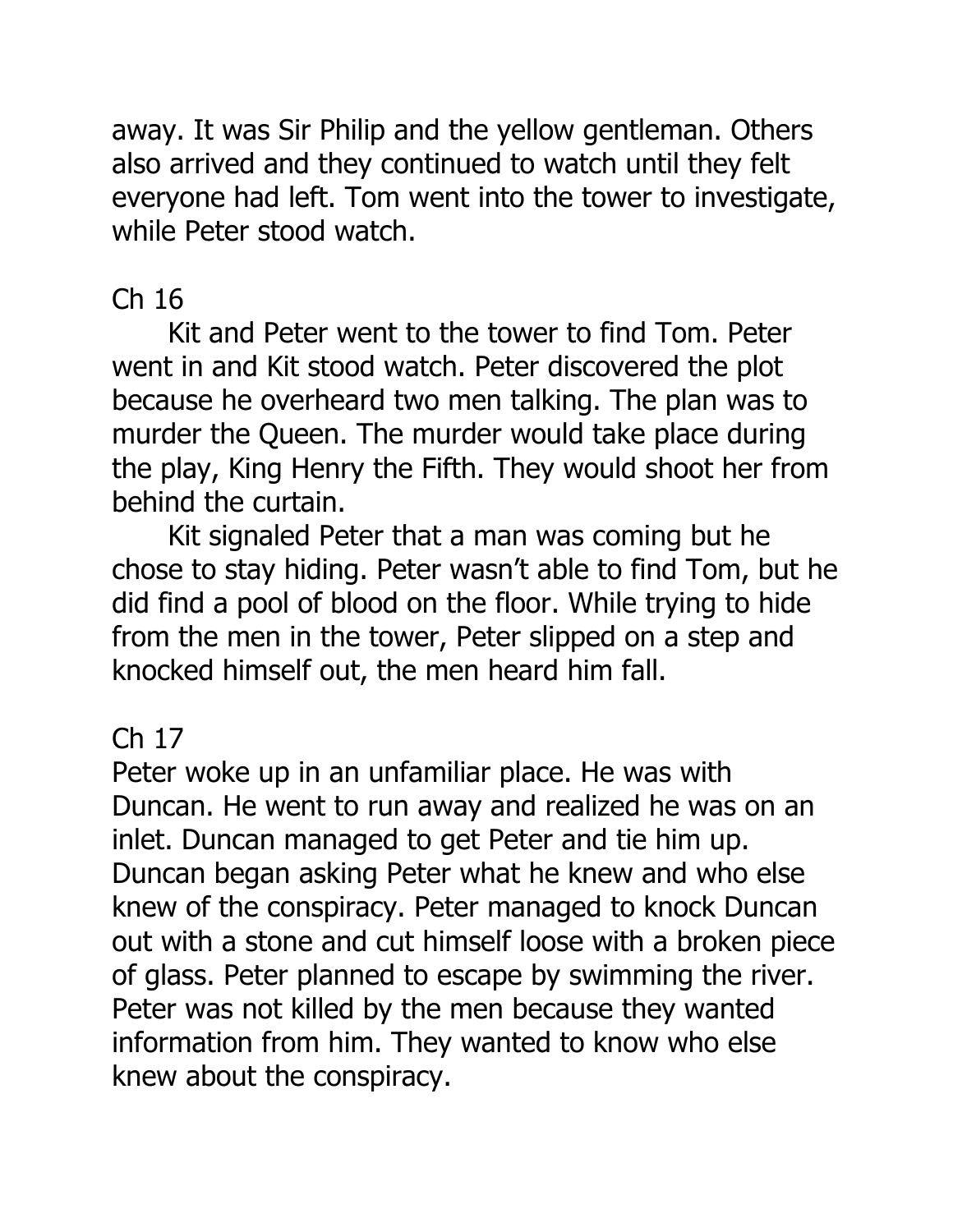away. It was Sir Philip and the yellow gentleman. Others also arrived and they continued to watch until they felt everyone had left. Tom went into the tower to investigate, while Peter stood watch.

## Ch 16

Kit and Peter went to the tower to find Tom. Peter went in and Kit stood watch. Peter discovered the plot because he overheard two men talking. The plan was to murder the Queen. The murder would take place during the play, King Henry the Fifth. They would shoot her from behind the curtain.

Kit signaled Peter that a man was coming but he chose to stay hiding. Peter wasn't able to find Tom, but he did find a pool of blood on the floor. While trying to hide from the men in the tower, Peter slipped on a step and knocked himself out, the men heard him fall.

## Ch 17

Peter woke up in an unfamiliar place. He was with Duncan. He went to run away and realized he was on an inlet. Duncan managed to get Peter and tie him up. Duncan began asking Peter what he knew and who else knew of the conspiracy. Peter managed to knock Duncan out with a stone and cut himself loose with a broken piece of glass. Peter planned to escape by swimming the river. Peter was not killed by the men because they wanted information from him. They wanted to know who else knew about the conspiracy.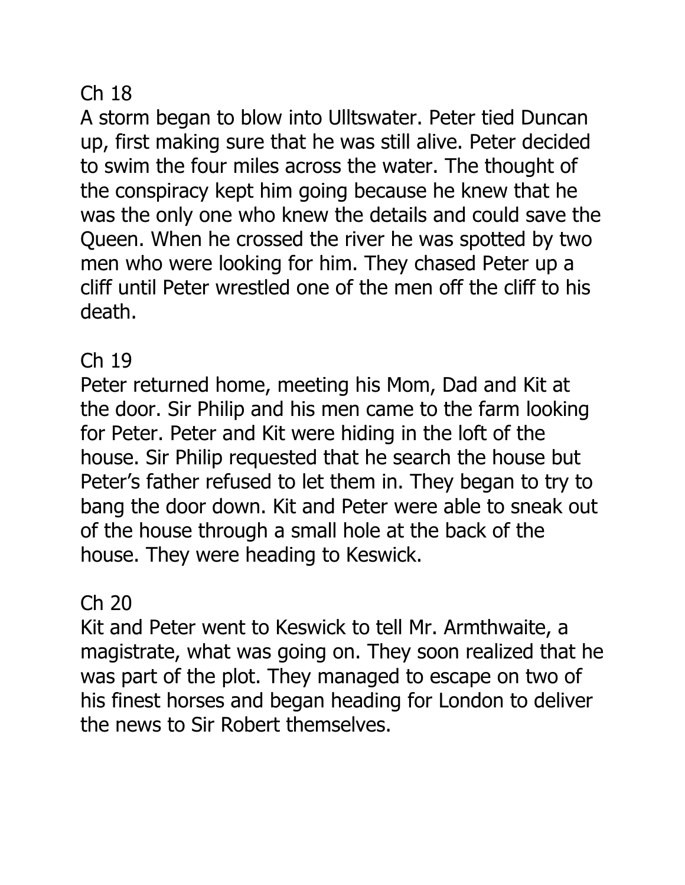## Ch 18

A storm began to blow into Ulltswater. Peter tied Duncan up, first making sure that he was still alive. Peter decided to swim the four miles across the water. The thought of the conspiracy kept him going because he knew that he was the only one who knew the details and could save the Queen. When he crossed the river he was spotted by two men who were looking for him. They chased Peter up a cliff until Peter wrestled one of the men off the cliff to his death.

## Ch 19

Peter returned home, meeting his Mom, Dad and Kit at the door. Sir Philip and his men came to the farm looking for Peter. Peter and Kit were hiding in the loft of the house. Sir Philip requested that he search the house but Peter's father refused to let them in. They began to try to bang the door down. Kit and Peter were able to sneak out of the house through a small hole at the back of the house. They were heading to Keswick.

## Ch 20

Kit and Peter went to Keswick to tell Mr. Armthwaite, a magistrate, what was going on. They soon realized that he was part of the plot. They managed to escape on two of his finest horses and began heading for London to deliver the news to Sir Robert themselves.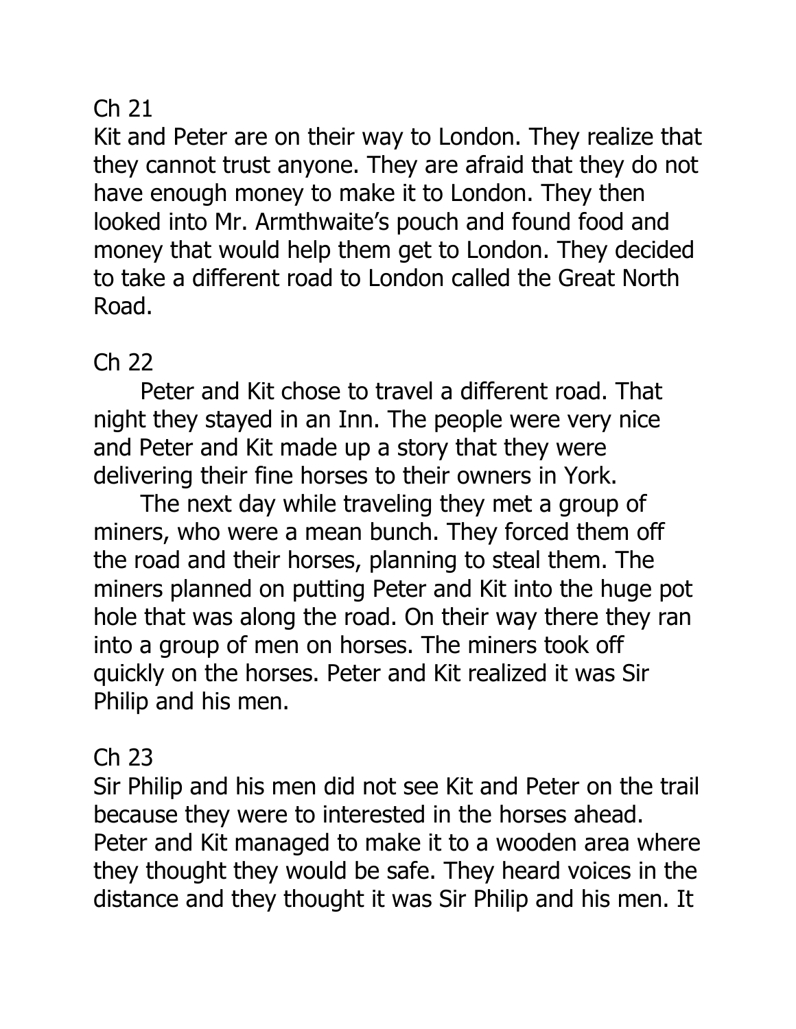## Ch 21

Kit and Peter are on their way to London. They realize that they cannot trust anyone. They are afraid that they do not have enough money to make it to London. They then looked into Mr. Armthwaite's pouch and found food and money that would help them get to London. They decided to take a different road to London called the Great North Road.

## Ch 22

Peter and Kit chose to travel a different road. That night they stayed in an Inn. The people were very nice and Peter and Kit made up a story that they were delivering their fine horses to their owners in York.

The next day while traveling they met a group of miners, who were a mean bunch. They forced them off the road and their horses, planning to steal them. The miners planned on putting Peter and Kit into the huge pot hole that was along the road. On their way there they ran into a group of men on horses. The miners took off quickly on the horses. Peter and Kit realized it was Sir Philip and his men.

## Ch 23

Sir Philip and his men did not see Kit and Peter on the trail because they were to interested in the horses ahead. Peter and Kit managed to make it to a wooden area where they thought they would be safe. They heard voices in the distance and they thought it was Sir Philip and his men. It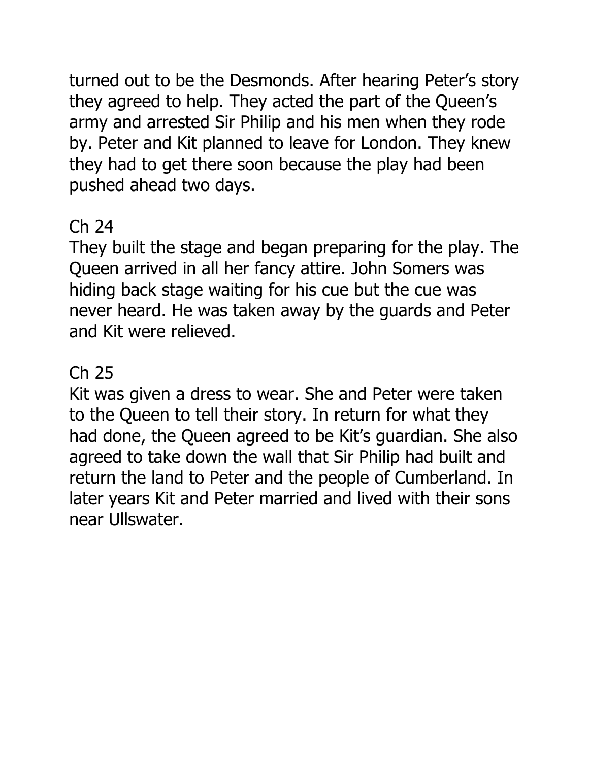turned out to be the Desmonds. After hearing Peter's story they agreed to help. They acted the part of the Queen's army and arrested Sir Philip and his men when they rode by. Peter and Kit planned to leave for London. They knew they had to get there soon because the play had been pushed ahead two days.

Ch 24

They built the stage and began preparing for the play. The Queen arrived in all her fancy attire. John Somers was hiding back stage waiting for his cue but the cue was never heard. He was taken away by the guards and Peter and Kit were relieved.

Ch 25

Kit was given a dress to wear. She and Peter were taken to the Queen to tell their story. In return for what they had done, the Queen agreed to be Kit's guardian. She also agreed to take down the wall that Sir Philip had built and return the land to Peter and the people of Cumberland. In later years Kit and Peter married and lived with their sons near Ullswater.